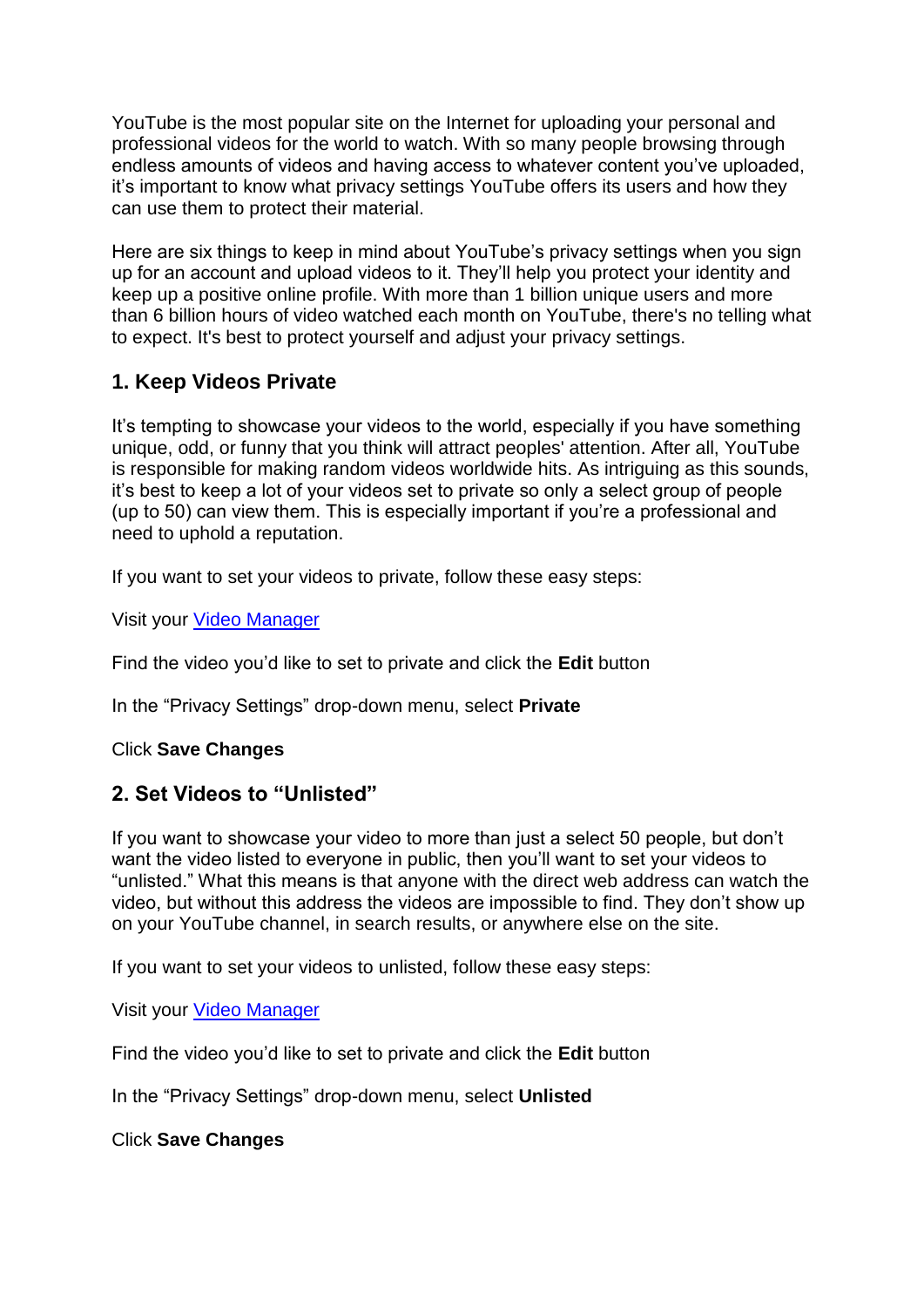YouTube is the most popular site on the Internet for uploading your personal and professional videos for the world to watch. With so many people browsing through endless amounts of videos and having access to whatever content you've uploaded, it's important to know what privacy settings YouTube offers its users and how they can use them to protect their material.

Here are six things to keep in mind about YouTube's privacy settings when you sign up for an account and upload videos to it. They'll help you protect your identity and keep up a positive online profile. With more than 1 billion unique users and more than 6 billion hours of video watched each month on YouTube, there's no telling what to expect. It's best to protect yourself and adjust your privacy settings.

## 1. Keep Videos Private

It's tempting to showcase your videos to the world, especially if you have something unique, odd, or funny that you think will attract peoples' attention. After all, YouTube is responsible for making random videos worldwide hits. As intriguing as this sounds, it's best to keep a lot of your videos set to private so only a select group of people (up to 50) can view them. This is especially important if you're a professional and need to uphold a reputation.

If you want to set your videos to private, follow these easy steps:

Visit your [Video Manager]

Find the video you'd like to set to private and click the **Edit** button

In the "Privacy Settings" drop-down menu, select **Private**

Click **Save Changes**

## 2. Set Videos to "Unlisted"

If you want to showcase your video to more than just a select 50 people, but don't want the video listed to everyone in public, then you'll want to set your videos to "unlisted." What this means is that anyone with the direct web address can watch the video, but without this address the videos are impossible to find. They don't show up on your YouTube channel, in search results, or anywhere else on the site.

If you want to set your videos to unlisted, follow these easy steps:

Visit your [Video Manager]

Find the video you'd like to set to private and click the **Edit** button

In the "Privacy Settings" drop-down menu, select **Unlisted**

Click **Save Changes**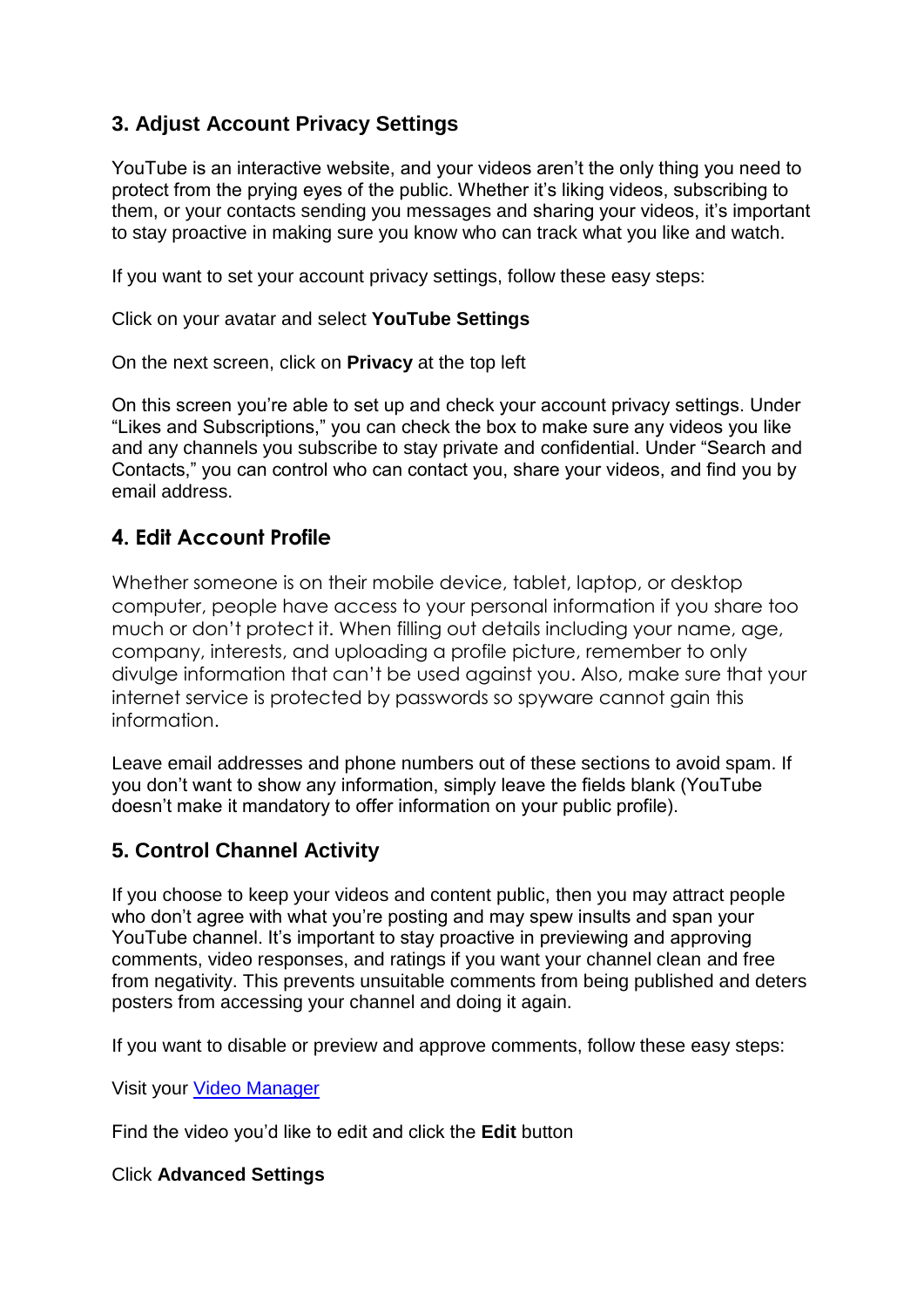## 3. Adjust Account Privacy Settings

YouTube is an interactive website, and your videos aren't the only thing you need to protect from the prying eyes of the public. Whether it's liking videos, subscribing to them, or your contacts sending you messages and sharing your videos, it's important to stay proactive in making sure you know who can track what you like and watch.

If you want to set your account privacy settings, follow these easy steps:

Click on your avatar and select **YouTube Settings**

On the next screen, click on **Privacy** at the top left

On this screen you're able to set up and check your account privacy settings. Under "Likes and Subscriptions," you can check the box to make sure any videos you like and any channels you subscribe to stay private and confidential. Under "Search and Contacts," you can control who can contact you, share your videos, and find you by email address.

## 4. Edit Account Profile

Whether someone is on their mobile device, tablet, laptop, or desktop computer, people have access to your personal information if you share too much or don't protect it. When filling out details including your name, age, company, interests, and uploading a profile picture, remember to only divulge information that can't be used against you. Also, make sure that your internet service is protected by passwords so spyware cannot gain this information.

Leave email addresses and phone numbers out of these sections to avoid spam. If you don't want to show any information, simply leave the fields blank (YouTube doesn't make it mandatory to offer information on your public profile).

## 5. Control Channel Activity

If you choose to keep your videos and content public, then you may attract people who don't agree with what you're posting and may spew insults and span your YouTube channel. It's important to stay proactive in previewing and approving comments, video responses, and ratings if you want your channel clean and free from negativity. This prevents unsuitable comments from being published and deters posters from accessing your channel and doing it again.

If you want to disable or preview and approve comments, follow these easy steps:

Visit your [Video Manager]()

Find the video you'd like to edit and click the **Edit** button

Click **Advanced Settings**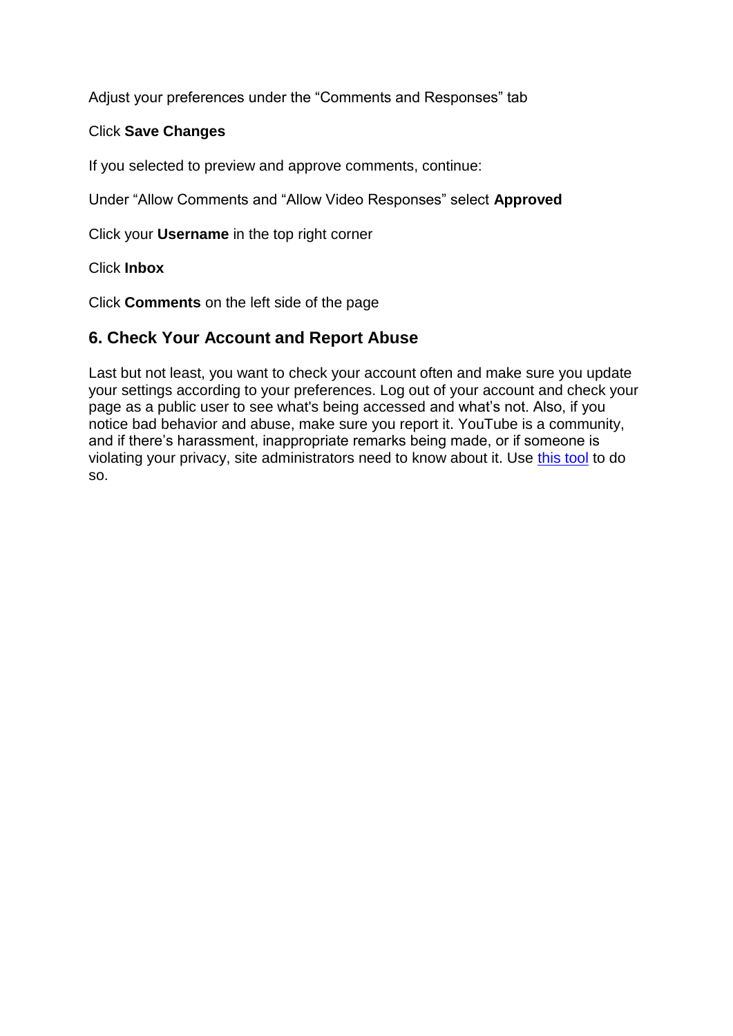Adjust your preferences under the “Comments and Responses” tab

Click **Save Changes**

If you selected to preview and approve comments, continue:

Under “Allow Comments and “Allow Video Responses” select **Approved**

Click your **Username** in the top right corner

Click **Inbox**

Click **Comments** on the left side of the page

## 6. Check Your Account and Report Abuse

Last but not least, you want to check your account often and make sure you update your settings according to your preferences. Log out of your account and check your page as a public user to see what's being accessed and what’s not. Also, if you notice bad behavior and abuse, make sure you report it. YouTube is a community, and if there’s harassment, inappropriate remarks being made, or if someone is violating your privacy, site administrators need to know about it. Use this tool to do so.